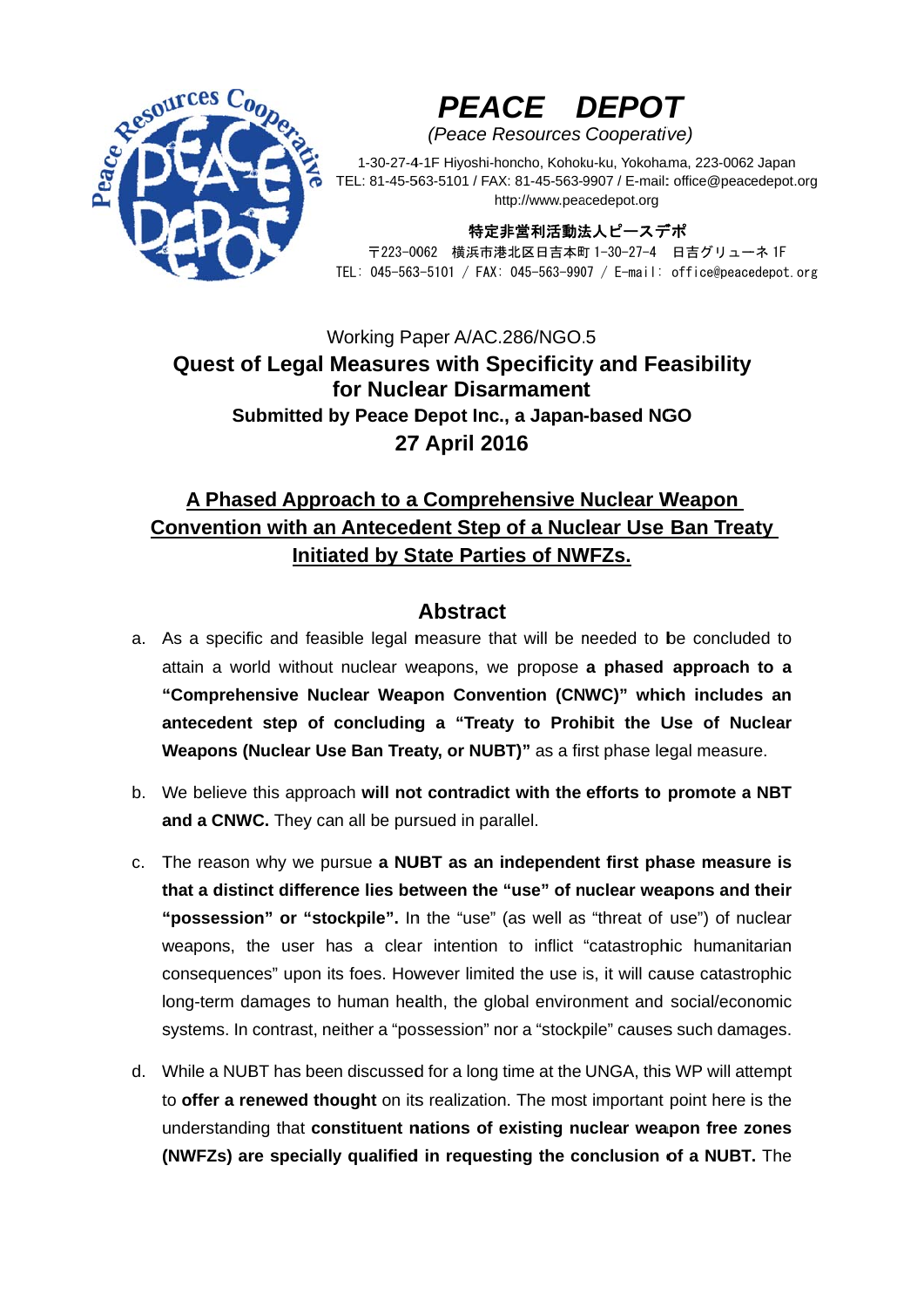# PEACE DEPOT

*(Peace Resources Cooperative)*

1-30-27-4-1F Hiyoshi-honcho, Kohoku-ku, Yokohama, 223-0062 Japan
TEL: 81-45-563-5101 / FAX: 81-45-563-9907 / E-mail: office@peacedepot.org
http://www.peacedepot.org

**特定非営利活動法人ピースデポ**

〒223-0062 横浜市港北区日吉本町 1-30-27-4 日吉グリューネ 1F
TEL: 045-563-5101 / FAX: 045-563-9907 / E-mail: office@peacedepot.org

Working Paper A/AC.286/NGO.5

## Quest of Legal Measures with Specificity and Feasibility for Nuclear Disarmament

**Submitted by Peace Depot Inc., a Japan-based NGO**

**27 April 2016**

## A Phased Approach to a Comprehensive Nuclear Weapon Convention with an Antecedent Step of a Nuclear Use Ban Treaty Initiated by State Parties of NWFZs.

### Abstract

a. As a specific and feasible legal measure that will be needed to be concluded to attain a world without nuclear weapons, we propose **a phased approach to a "Comprehensive Nuclear Weapon Convention (CNWC)" which includes an antecedent step of concluding a "Treaty to Prohibit the Use of Nuclear Weapons (Nuclear Use Ban Treaty, or NUBT)"** as a first phase legal measure.

b. We believe this approach **will not contradict with the efforts to promote a NBT and a CNWC.** They can all be pursued in parallel.

c. The reason why we pursue **a NUBT as an independent first phase measure is that a distinct difference lies between the "use" of nuclear weapons and their "possession" or "stockpile".** In the "use" (as well as "threat of use") of nuclear weapons, the user has a clear intention to inflict "catastrophic humanitarian consequences" upon its foes. However limited the use is, it will cause catastrophic long-term damages to human health, the global environment and social/economic systems. In contrast, neither a "possession" nor a "stockpile" causes such damages.

d. While a NUBT has been discussed for a long time at the UNGA, this WP will attempt to **offer a renewed thought** on its realization. The most important point here is the understanding that **constituent nations of existing nuclear weapon free zones (NWFZs) are specially qualified in requesting the conclusion of a NUBT.** The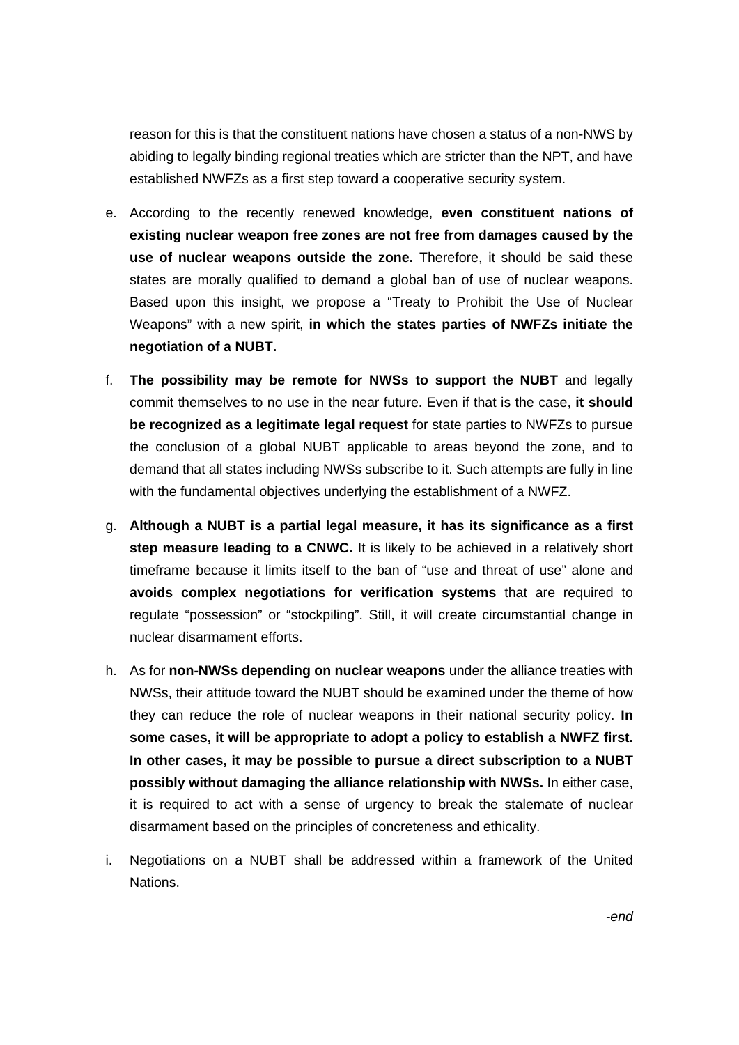reason for this is that the constituent nations have chosen a status of a non-NWS by abiding to legally binding regional treaties which are stricter than the NPT, and have established NWFZs as a first step toward a cooperative security system.

e. According to the recently renewed knowledge, **even constituent nations of existing nuclear weapon free zones are not free from damages caused by the use of nuclear weapons outside the zone.** Therefore, it should be said these states are morally qualified to demand a global ban of use of nuclear weapons. Based upon this insight, we propose a "Treaty to Prohibit the Use of Nuclear Weapons" with a new spirit, **in which the states parties of NWFZs initiate the negotiation of a NUBT.**

f. **The possibility may be remote for NWSs to support the NUBT** and legally commit themselves to no use in the near future. Even if that is the case, **it should be recognized as a legitimate legal request** for state parties to NWFZs to pursue the conclusion of a global NUBT applicable to areas beyond the zone, and to demand that all states including NWSs subscribe to it. Such attempts are fully in line with the fundamental objectives underlying the establishment of a NWFZ.

g. **Although a NUBT is a partial legal measure, it has its significance as a first step measure leading to a CNWC.** It is likely to be achieved in a relatively short timeframe because it limits itself to the ban of "use and threat of use" alone and **avoids complex negotiations for verification systems** that are required to regulate "possession" or "stockpiling". Still, it will create circumstantial change in nuclear disarmament efforts.

h. As for **non-NWSs depending on nuclear weapons** under the alliance treaties with NWSs, their attitude toward the NUBT should be examined under the theme of how they can reduce the role of nuclear weapons in their national security policy. **In some cases, it will be appropriate to adopt a policy to establish a NWFZ first. In other cases, it may be possible to pursue a direct subscription to a NUBT possibly without damaging the alliance relationship with NWSs.** In either case, it is required to act with a sense of urgency to break the stalemate of nuclear disarmament based on the principles of concreteness and ethicality.

i. Negotiations on a NUBT shall be addressed within a framework of the United Nations.

*-end*